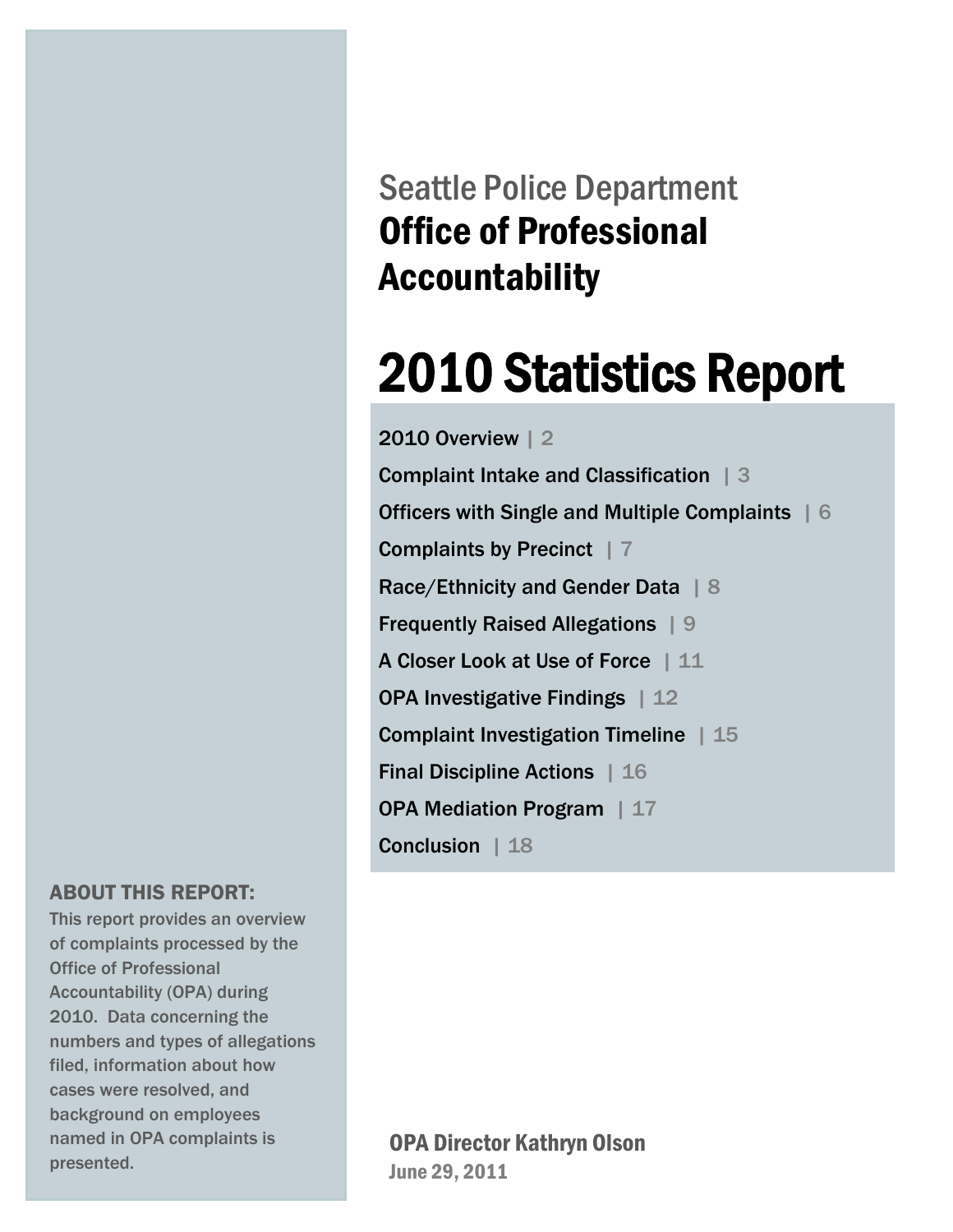Seattle Police Department

# Office of Professional Accountability

# 2010 Statistics Report

- 2010 Overview | 2
- Complaint Intake and Classification | 3
- Officers with Single and Multiple Complaints | 6
- Complaints by Precinct | 7
- Race/Ethnicity and Gender Data | 8
- Frequently Raised Allegations | 9
- A Closer Look at Use of Force | 11
- OPA Investigative Findings | 12
- Complaint Investigation Timeline | 15
- Final Discipline Actions | 16
- OPA Mediation Program | 17
- Conclusion | 18

**ABOUT THIS REPORT:**

This report provides an overview of complaints processed by the Office of Professional Accountability (OPA) during 2010. Data concerning the numbers and types of allegations filed, information about how cases were resolved, and background on employees named in OPA complaints is presented.

**OPA Director Kathryn Olson**
June 29, 2011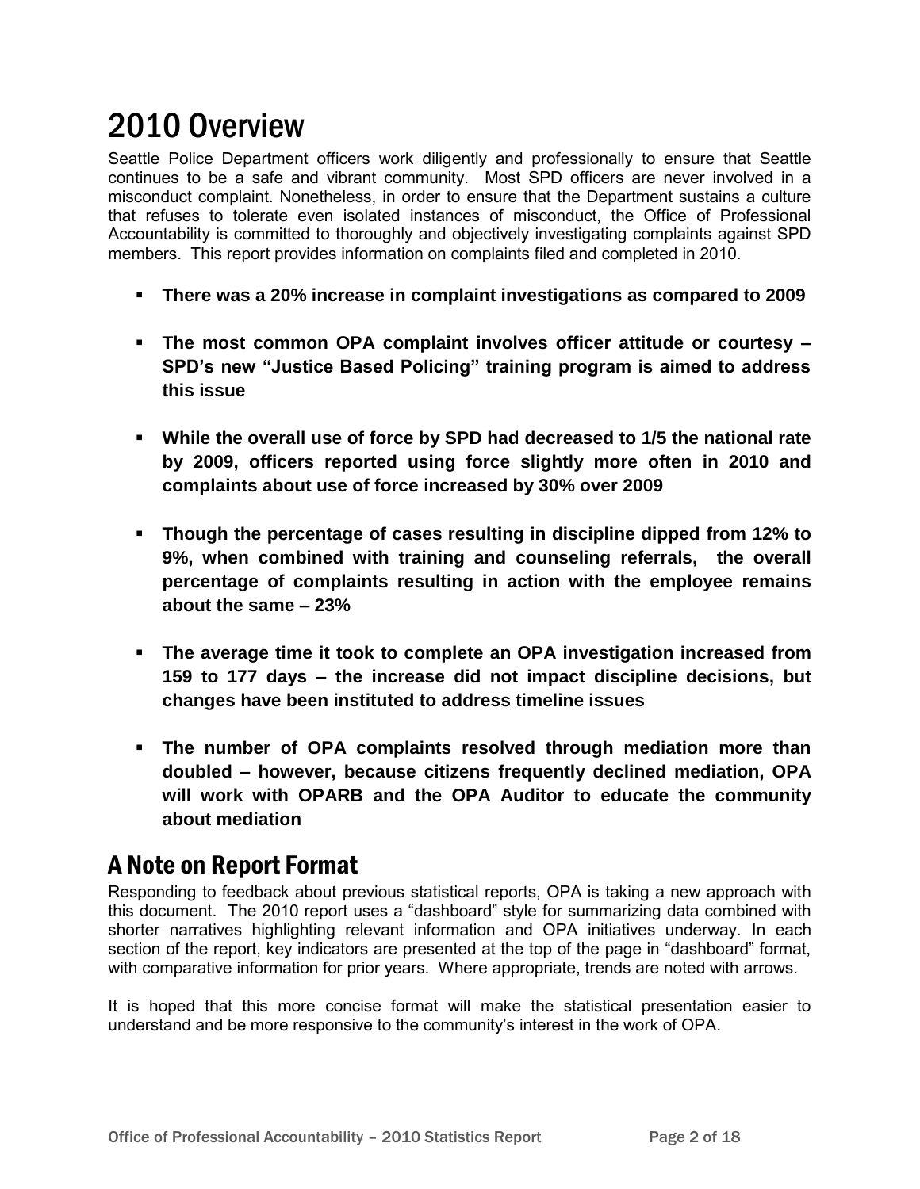# 2010 Overview

Seattle Police Department officers work diligently and professionally to ensure that Seattle continues to be a safe and vibrant community. Most SPD officers are never involved in a misconduct complaint. Nonetheless, in order to ensure that the Department sustains a culture that refuses to tolerate even isolated instances of misconduct, the Office of Professional Accountability is committed to thoroughly and objectively investigating complaints against SPD members. This report provides information on complaints filed and completed in 2010.

- **There was a 20% increase in complaint investigations as compared to 2009**
- **The most common OPA complaint involves officer attitude or courtesy – SPD's new "Justice Based Policing" training program is aimed to address this issue**
- **While the overall use of force by SPD had decreased to 1/5 the national rate by 2009, officers reported using force slightly more often in 2010 and complaints about use of force increased by 30% over 2009**
- **Though the percentage of cases resulting in discipline dipped from 12% to 9%, when combined with training and counseling referrals, the overall percentage of complaints resulting in action with the employee remains about the same – 23%**
- **The average time it took to complete an OPA investigation increased from 159 to 177 days – the increase did not impact discipline decisions, but changes have been instituted to address timeline issues**
- **The number of OPA complaints resolved through mediation more than doubled – however, because citizens frequently declined mediation, OPA will work with OPARB and the OPA Auditor to educate the community about mediation**

## A Note on Report Format

Responding to feedback about previous statistical reports, OPA is taking a new approach with this document. The 2010 report uses a "dashboard" style for summarizing data combined with shorter narratives highlighting relevant information and OPA initiatives underway. In each section of the report, key indicators are presented at the top of the page in "dashboard" format, with comparative information for prior years. Where appropriate, trends are noted with arrows.

It is hoped that this more concise format will make the statistical presentation easier to understand and be more responsive to the community's interest in the work of OPA.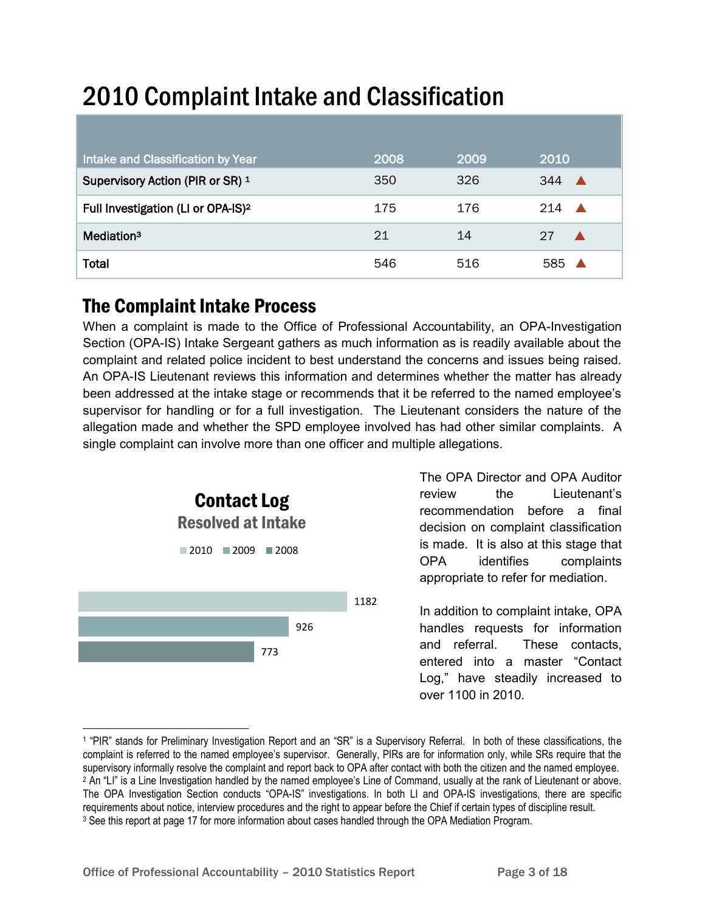# 2010 Complaint Intake and Classification

| Intake and Classification by Year | 2008 | 2009 | 2010 |
|---|---|---|---|
| Supervisory Action (PIR or SR) [1] | 350 | 326 | 344 ▲ |
| Full Investigation (LI or OPA-IS)[2] | 175 | 176 | 214 ▲ |
| Mediation[3] | 21 | 14 | 27 ▲ |
| Total | 546 | 516 | 585 ▲ |

## The Complaint Intake Process

When a complaint is made to the Office of Professional Accountability, an OPA-Investigation Section (OPA-IS) Intake Sergeant gathers as much information as is readily available about the complaint and related police incident to best understand the concerns and issues being raised. An OPA-IS Lieutenant reviews this information and determines whether the matter has already been addressed at the intake stage or recommends that it be referred to the named employee's supervisor for handling or for a full investigation. The Lieutenant considers the nature of the allegation made and whether the SPD employee involved has had other similar complaints. A single complaint can involve more than one officer and multiple allegations.

**Contact Log**

**Resolved at Intake**

| Year | Contacts |
|---|---|
| 2010 | 1182 |
| 2009 | 926 |
| 2008 | 773 |

The OPA Director and OPA Auditor review the Lieutenant's recommendation before a final decision on complaint classification is made. It is also at this stage that OPA identifies complaints appropriate to refer for mediation.

In addition to complaint intake, OPA handles requests for information and referral. These contacts, entered into a master "Contact Log," have steadily increased to over 1100 in 2010.

---

[1] "PIR" stands for Preliminary Investigation Report and an "SR" is a Supervisory Referral. In both of these classifications, the complaint is referred to the named employee's supervisor. Generally, PIRs are for information only, while SRs require that the supervisory informally resolve the complaint and report back to OPA after contact with both the citizen and the named employee.

[2] An "LI" is a Line Investigation handled by the named employee's Line of Command, usually at the rank of Lieutenant or above. The OPA Investigation Section conducts "OPA-IS" investigations. In both LI and OPA-IS investigations, there are specific requirements about notice, interview procedures and the right to appear before the Chief if certain types of discipline result.

[3] See this report at page 17 for more information about cases handled through the OPA Mediation Program.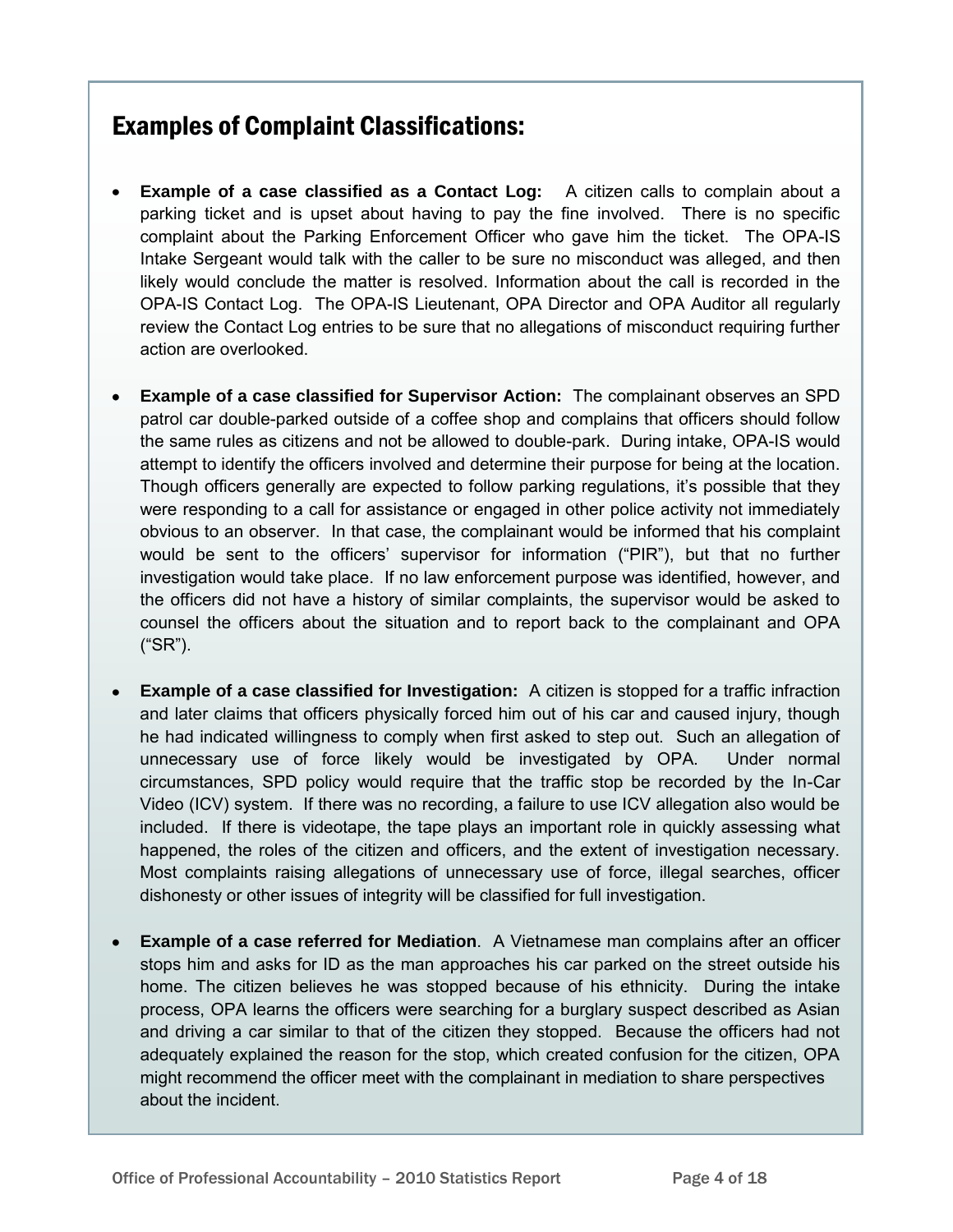## Examples of Complaint Classifications:

- **Example of a case classified as a Contact Log:** A citizen calls to complain about a parking ticket and is upset about having to pay the fine involved. There is no specific complaint about the Parking Enforcement Officer who gave him the ticket. The OPA-IS Intake Sergeant would talk with the caller to be sure no misconduct was alleged, and then likely would conclude the matter is resolved. Information about the call is recorded in the OPA-IS Contact Log. The OPA-IS Lieutenant, OPA Director and OPA Auditor all regularly review the Contact Log entries to be sure that no allegations of misconduct requiring further action are overlooked.

- **Example of a case classified for Supervisor Action:** The complainant observes an SPD patrol car double-parked outside of a coffee shop and complains that officers should follow the same rules as citizens and not be allowed to double-park. During intake, OPA-IS would attempt to identify the officers involved and determine their purpose for being at the location. Though officers generally are expected to follow parking regulations, it's possible that they were responding to a call for assistance or engaged in other police activity not immediately obvious to an observer. In that case, the complainant would be informed that his complaint would be sent to the officers' supervisor for information ("PIR"), but that no further investigation would take place. If no law enforcement purpose was identified, however, and the officers did not have a history of similar complaints, the supervisor would be asked to counsel the officers about the situation and to report back to the complainant and OPA ("SR").

- **Example of a case classified for Investigation:** A citizen is stopped for a traffic infraction and later claims that officers physically forced him out of his car and caused injury, though he had indicated willingness to comply when first asked to step out. Such an allegation of unnecessary use of force likely would be investigated by OPA. Under normal circumstances, SPD policy would require that the traffic stop be recorded by the In-Car Video (ICV) system. If there was no recording, a failure to use ICV allegation also would be included. If there is videotape, the tape plays an important role in quickly assessing what happened, the roles of the citizen and officers, and the extent of investigation necessary. Most complaints raising allegations of unnecessary use of force, illegal searches, officer dishonesty or other issues of integrity will be classified for full investigation.

- **Example of a case referred for Mediation**. A Vietnamese man complains after an officer stops him and asks for ID as the man approaches his car parked on the street outside his home. The citizen believes he was stopped because of his ethnicity. During the intake process, OPA learns the officers were searching for a burglary suspect described as Asian and driving a car similar to that of the citizen they stopped. Because the officers had not adequately explained the reason for the stop, which created confusion for the citizen, OPA might recommend the officer meet with the complainant in mediation to share perspectives about the incident.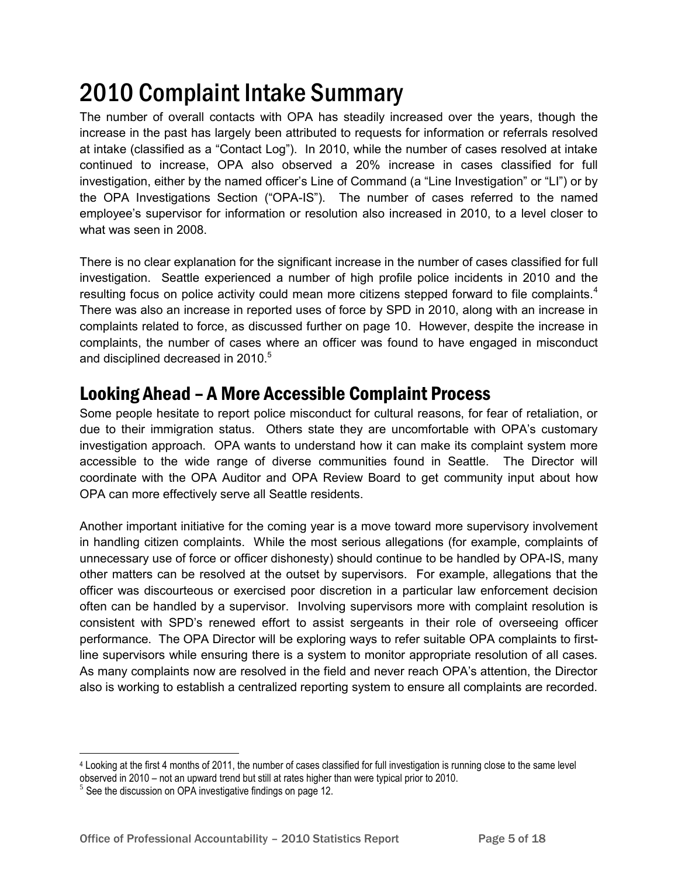# 2010 Complaint Intake Summary

The number of overall contacts with OPA has steadily increased over the years, though the increase in the past has largely been attributed to requests for information or referrals resolved at intake (classified as a "Contact Log"). In 2010, while the number of cases resolved at intake continued to increase, OPA also observed a 20% increase in cases classified for full investigation, either by the named officer's Line of Command (a "Line Investigation" or "LI") or by the OPA Investigations Section ("OPA-IS"). The number of cases referred to the named employee's supervisor for information or resolution also increased in 2010, to a level closer to what was seen in 2008.

There is no clear explanation for the significant increase in the number of cases classified for full investigation. Seattle experienced a number of high profile police incidents in 2010 and the resulting focus on police activity could mean more citizens stepped forward to file complaints.[4] There was also an increase in reported uses of force by SPD in 2010, along with an increase in complaints related to force, as discussed further on page 10. However, despite the increase in complaints, the number of cases where an officer was found to have engaged in misconduct and disciplined decreased in 2010.[5]

## Looking Ahead – A More Accessible Complaint Process

Some people hesitate to report police misconduct for cultural reasons, for fear of retaliation, or due to their immigration status. Others state they are uncomfortable with OPA's customary investigation approach. OPA wants to understand how it can make its complaint system more accessible to the wide range of diverse communities found in Seattle. The Director will coordinate with the OPA Auditor and OPA Review Board to get community input about how OPA can more effectively serve all Seattle residents.

Another important initiative for the coming year is a move toward more supervisory involvement in handling citizen complaints. While the most serious allegations (for example, complaints of unnecessary use of force or officer dishonesty) should continue to be handled by OPA-IS, many other matters can be resolved at the outset by supervisors. For example, allegations that the officer was discourteous or exercised poor discretion in a particular law enforcement decision often can be handled by a supervisor. Involving supervisors more with complaint resolution is consistent with SPD's renewed effort to assist sergeants in their role of overseeing officer performance. The OPA Director will be exploring ways to refer suitable OPA complaints to first-line supervisors while ensuring there is a system to monitor appropriate resolution of all cases. As many complaints now are resolved in the field and never reach OPA's attention, the Director also is working to establish a centralized reporting system to ensure all complaints are recorded.

---

[4] Looking at the first 4 months of 2011, the number of cases classified for full investigation is running close to the same level observed in 2010 – not an upward trend but still at rates higher than were typical prior to 2010.

[5] See the discussion on OPA investigative findings on page 12.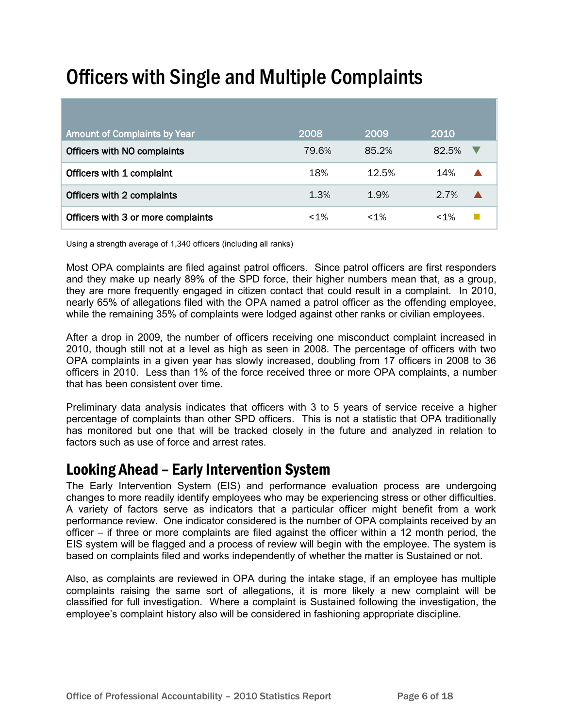# Officers with Single and Multiple Complaints

| Amount of Complaints by Year | 2008 | 2009 | 2010 | |
|---|---|---|---|---|
| Officers with NO complaints | 79.6% | 85.2% | 82.5% | ▼ |
| Officers with 1 complaint | 18% | 12.5% | 14% | ▲ |
| Officers with 2 complaints | 1.3% | 1.9% | 2.7% | ▲ |
| Officers with 3 or more complaints | <1% | <1% | <1% | ■ |

Using a strength average of 1,340 officers (including all ranks)

Most OPA complaints are filed against patrol officers. Since patrol officers are first responders and they make up nearly 89% of the SPD force, their higher numbers mean that, as a group, they are more frequently engaged in citizen contact that could result in a complaint. In 2010, nearly 65% of allegations filed with the OPA named a patrol officer as the offending employee, while the remaining 35% of complaints were lodged against other ranks or civilian employees.

After a drop in 2009, the number of officers receiving one misconduct complaint increased in 2010, though still not at a level as high as seen in 2008. The percentage of officers with two OPA complaints in a given year has slowly increased, doubling from 17 officers in 2008 to 36 officers in 2010. Less than 1% of the force received three or more OPA complaints, a number that has been consistent over time.

Preliminary data analysis indicates that officers with 3 to 5 years of service receive a higher percentage of complaints than other SPD officers. This is not a statistic that OPA traditionally has monitored but one that will be tracked closely in the future and analyzed in relation to factors such as use of force and arrest rates.

## Looking Ahead – Early Intervention System

The Early Intervention System (EIS) and performance evaluation process are undergoing changes to more readily identify employees who may be experiencing stress or other difficulties. A variety of factors serve as indicators that a particular officer might benefit from a work performance review. One indicator considered is the number of OPA complaints received by an officer – if three or more complaints are filed against the officer within a 12 month period, the EIS system will be flagged and a process of review will begin with the employee. The system is based on complaints filed and works independently of whether the matter is Sustained or not.

Also, as complaints are reviewed in OPA during the intake stage, if an employee has multiple complaints raising the same sort of allegations, it is more likely a new complaint will be classified for full investigation. Where a complaint is Sustained following the investigation, the employee's complaint history also will be considered in fashioning appropriate discipline.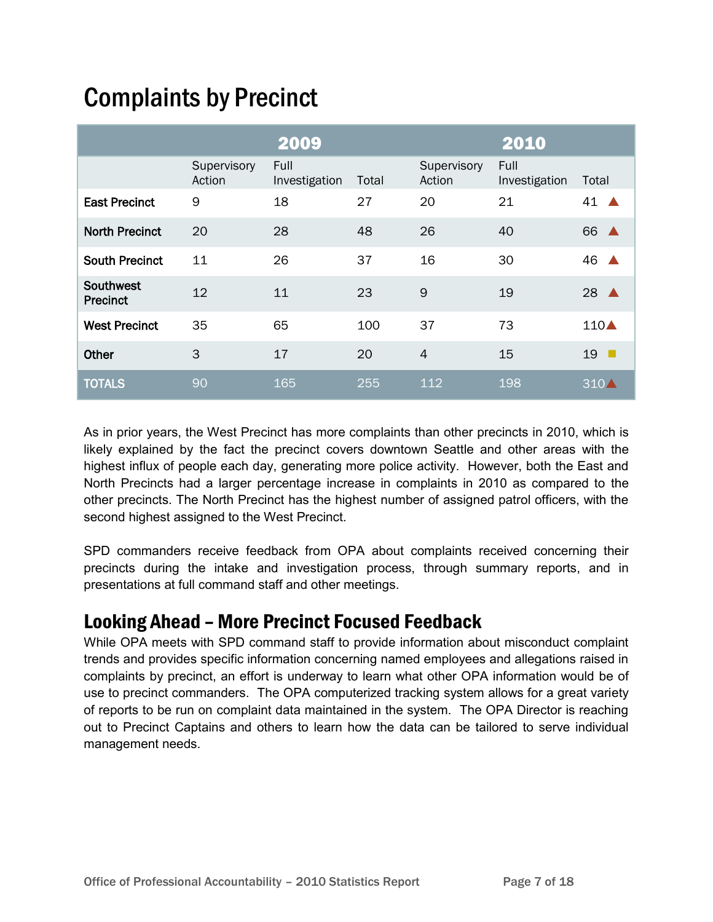# Complaints by Precinct

| | 2009 | | | 2010 | | |
|---|---|---|---|---|---|---|
| | Supervisory Action | Full Investigation | Total | Supervisory Action | Full Investigation | Total |
| **East Precinct** | 9 | 18 | 27 | 20 | 21 | 41 ▲ |
| **North Precinct** | 20 | 28 | 48 | 26 | 40 | 66 ▲ |
| **South Precinct** | 11 | 26 | 37 | 16 | 30 | 46 ▲ |
| **Southwest Precinct** | 12 | 11 | 23 | 9 | 19 | 28 ▲ |
| **West Precinct** | 35 | 65 | 100 | 37 | 73 | 110 ▲ |
| **Other** | 3 | 17 | 20 | 4 | 15 | 19 ■ |
| **TOTALS** | 90 | 165 | 255 | 112 | 198 | 310 ▲ |

As in prior years, the West Precinct has more complaints than other precincts in 2010, which is likely explained by the fact the precinct covers downtown Seattle and other areas with the highest influx of people each day, generating more police activity. However, both the East and North Precincts had a larger percentage increase in complaints in 2010 as compared to the other precincts. The North Precinct has the highest number of assigned patrol officers, with the second highest assigned to the West Precinct.

SPD commanders receive feedback from OPA about complaints received concerning their precincts during the intake and investigation process, through summary reports, and in presentations at full command staff and other meetings.

## Looking Ahead – More Precinct Focused Feedback

While OPA meets with SPD command staff to provide information about misconduct complaint trends and provides specific information concerning named employees and allegations raised in complaints by precinct, an effort is underway to learn what other OPA information would be of use to precinct commanders. The OPA computerized tracking system allows for a great variety of reports to be run on complaint data maintained in the system. The OPA Director is reaching out to Precinct Captains and others to learn how the data can be tailored to serve individual management needs.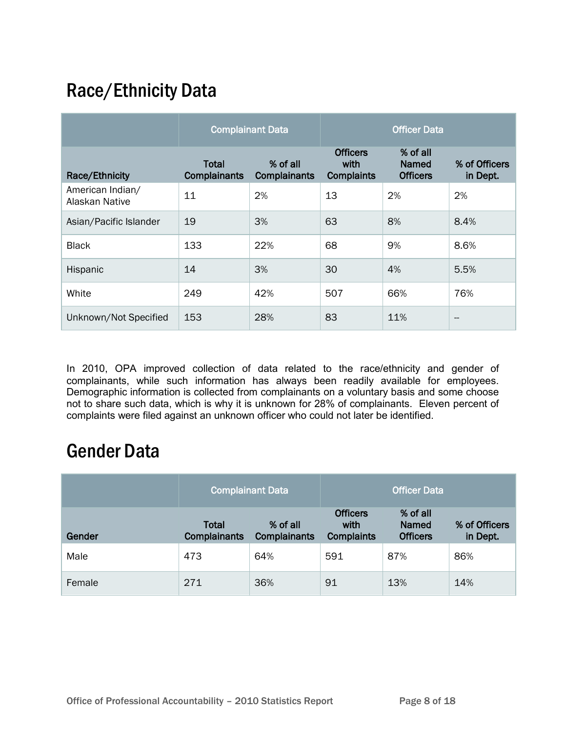## Race/Ethnicity Data

| | Complainant Data | | Officer Data | | |
|---|---|---|---|---|---|
| Race/Ethnicity | Total Complainants | % of all Complainants | Officers with Complaints | % of all Named Officers | % of Officers in Dept. |
| American Indian/ Alaskan Native | 11 | 2% | 13 | 2% | 2% |
| Asian/Pacific Islander | 19 | 3% | 63 | 8% | 8.4% |
| Black | 133 | 22% | 68 | 9% | 8.6% |
| Hispanic | 14 | 3% | 30 | 4% | 5.5% |
| White | 249 | 42% | 507 | 66% | 76% |
| Unknown/Not Specified | 153 | 28% | 83 | 11% | -- |

In 2010, OPA improved collection of data related to the race/ethnicity and gender of complainants, while such information has always been readily available for employees. Demographic information is collected from complainants on a voluntary basis and some choose not to share such data, which is why it is unknown for 28% of complainants. Eleven percent of complaints were filed against an unknown officer who could not later be identified.

## Gender Data

| | Complainant Data | | Officer Data | | |
|---|---|---|---|---|---|
| Gender | Total Complainants | % of all Complainants | Officers with Complaints | % of all Named Officers | % of Officers in Dept. |
| Male | 473 | 64% | 591 | 87% | 86% |
| Female | 271 | 36% | 91 | 13% | 14% |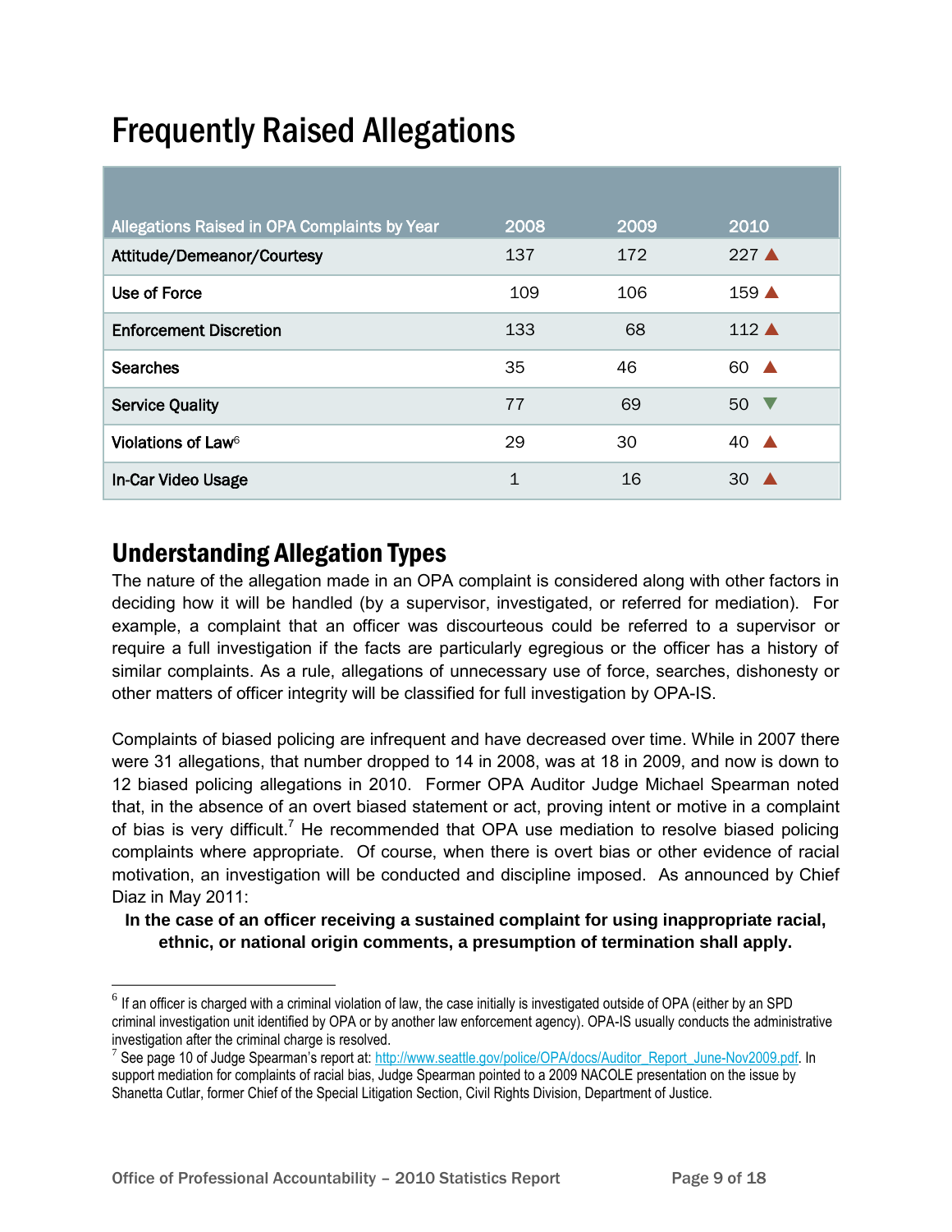# Frequently Raised Allegations

| Allegations Raised in OPA Complaints by Year | 2008 | 2009 | 2010 |
|---|---|---|---|
| Attitude/Demeanor/Courtesy | 137 | 172 | 227 ▲ |
| Use of Force | 109 | 106 | 159 ▲ |
| Enforcement Discretion | 133 | 68 | 112 ▲ |
| Searches | 35 | 46 | 60 ▲ |
| Service Quality | 77 | 69 | 50 ▼ |
| Violations of Law[6] | 29 | 30 | 40 ▲ |
| In-Car Video Usage | 1 | 16 | 30 ▲ |

## Understanding Allegation Types

The nature of the allegation made in an OPA complaint is considered along with other factors in deciding how it will be handled (by a supervisor, investigated, or referred for mediation). For example, a complaint that an officer was discourteous could be referred to a supervisor or require a full investigation if the facts are particularly egregious or the officer has a history of similar complaints. As a rule, allegations of unnecessary use of force, searches, dishonesty or other matters of officer integrity will be classified for full investigation by OPA-IS.

Complaints of biased policing are infrequent and have decreased over time. While in 2007 there were 31 allegations, that number dropped to 14 in 2008, was at 18 in 2009, and now is down to 12 biased policing allegations in 2010. Former OPA Auditor Judge Michael Spearman noted that, in the absence of an overt biased statement or act, proving intent or motive in a complaint of bias is very difficult.[7] He recommended that OPA use mediation to resolve biased policing complaints where appropriate. Of course, when there is overt bias or other evidence of racial motivation, an investigation will be conducted and discipline imposed. As announced by Chief Diaz in May 2011:

**In the case of an officer receiving a sustained complaint for using inappropriate racial, ethnic, or national origin comments, a presumption of termination shall apply.**

---

[6] If an officer is charged with a criminal violation of law, the case initially is investigated outside of OPA (either by an SPD criminal investigation unit identified by OPA or by another law enforcement agency). OPA-IS usually conducts the administrative investigation after the criminal charge is resolved.

[7] See page 10 of Judge Spearman's report at: http://www.seattle.gov/police/OPA/docs/Auditor_Report_June-Nov2009.pdf. In support mediation for complaints of racial bias, Judge Spearman pointed to a 2009 NACOLE presentation on the issue by Shanetta Cutlar, former Chief of the Special Litigation Section, Civil Rights Division, Department of Justice.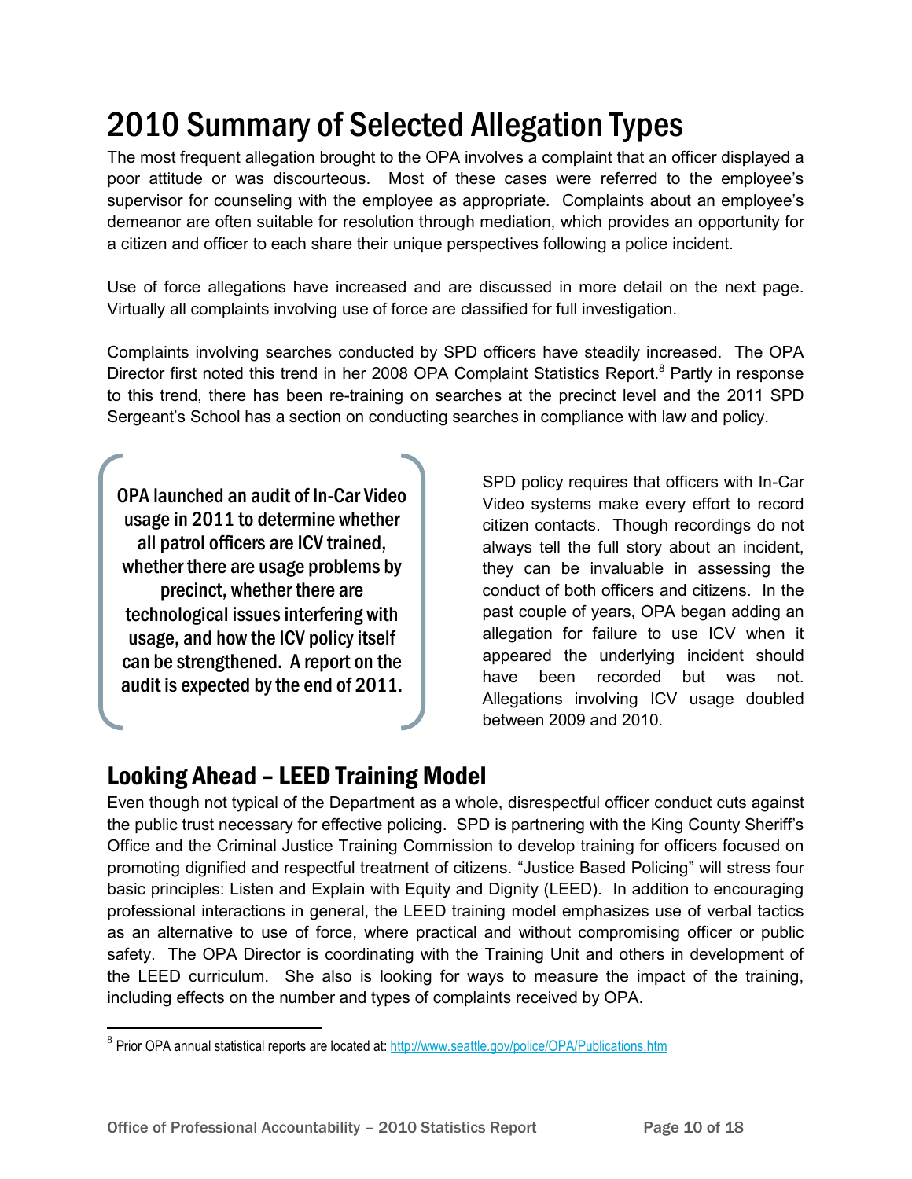# 2010 Summary of Selected Allegation Types

The most frequent allegation brought to the OPA involves a complaint that an officer displayed a poor attitude or was discourteous. Most of these cases were referred to the employee's supervisor for counseling with the employee as appropriate. Complaints about an employee's demeanor are often suitable for resolution through mediation, which provides an opportunity for a citizen and officer to each share their unique perspectives following a police incident.

Use of force allegations have increased and are discussed in more detail on the next page. Virtually all complaints involving use of force are classified for full investigation.

Complaints involving searches conducted by SPD officers have steadily increased. The OPA Director first noted this trend in her 2008 OPA Complaint Statistics Report.[8] Partly in response to this trend, there has been re-training on searches at the precinct level and the 2011 SPD Sergeant's School has a section on conducting searches in compliance with law and policy.

> OPA launched an audit of In-Car Video usage in 2011 to determine whether all patrol officers are ICV trained, whether there are usage problems by precinct, whether there are technological issues interfering with usage, and how the ICV policy itself can be strengthened. A report on the audit is expected by the end of 2011.

SPD policy requires that officers with In-Car Video systems make every effort to record citizen contacts. Though recordings do not always tell the full story about an incident, they can be invaluable in assessing the conduct of both officers and citizens. In the past couple of years, OPA began adding an allegation for failure to use ICV when it appeared the underlying incident should have been recorded but was not. Allegations involving ICV usage doubled between 2009 and 2010.

## Looking Ahead – LEED Training Model

Even though not typical of the Department as a whole, disrespectful officer conduct cuts against the public trust necessary for effective policing. SPD is partnering with the King County Sheriff's Office and the Criminal Justice Training Commission to develop training for officers focused on promoting dignified and respectful treatment of citizens. "Justice Based Policing" will stress four basic principles: Listen and Explain with Equity and Dignity (LEED). In addition to encouraging professional interactions in general, the LEED training model emphasizes use of verbal tactics as an alternative to use of force, where practical and without compromising officer or public safety. The OPA Director is coordinating with the Training Unit and others in development of the LEED curriculum. She also is looking for ways to measure the impact of the training, including effects on the number and types of complaints received by OPA.

---

[8] Prior OPA annual statistical reports are located at: http://www.seattle.gov/police/OPA/Publications.htm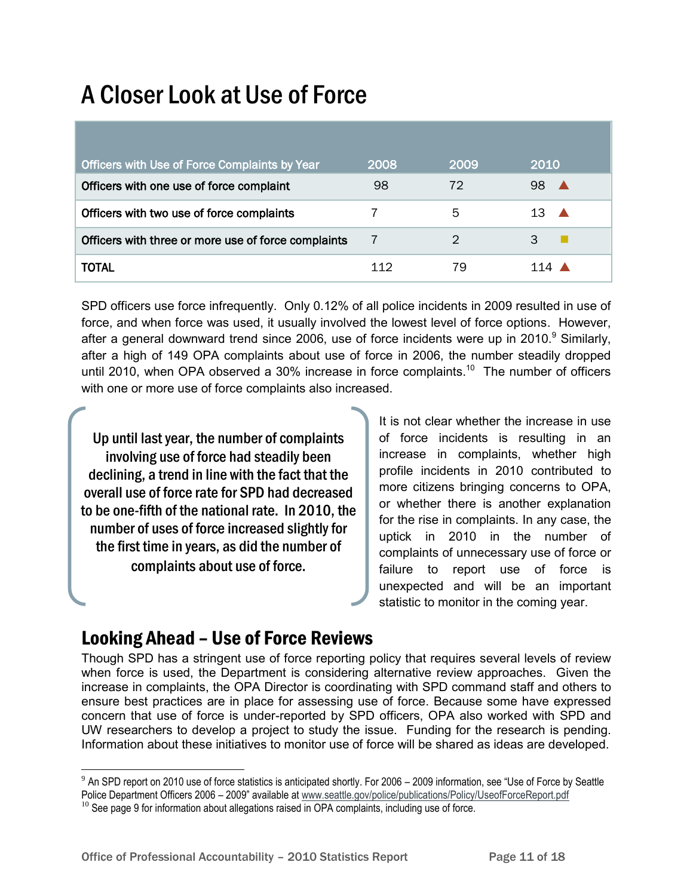# A Closer Look at Use of Force

| Officers with Use of Force Complaints by Year | 2008 | 2009 | 2010 |
|---|---|---|---|
| Officers with one use of force complaint | 98 | 72 | 98 ▲ |
| Officers with two use of force complaints | 7 | 5 | 13 ▲ |
| Officers with three or more use of force complaints | 7 | 2 | 3 ■ |
| TOTAL | 112 | 79 | 114 ▲ |

SPD officers use force infrequently. Only 0.12% of all police incidents in 2009 resulted in use of force, and when force was used, it usually involved the lowest level of force options. However, after a general downward trend since 2006, use of force incidents were up in 2010.[9] Similarly, after a high of 149 OPA complaints about use of force in 2006, the number steadily dropped until 2010, when OPA observed a 30% increase in force complaints.[10] The number of officers with one or more use of force complaints also increased.

> **Up until last year, the number of complaints involving use of force had steadily been declining, a trend in line with the fact that the overall use of force rate for SPD had decreased to be one-fifth of the national rate. In 2010, the number of uses of force increased slightly for the first time in years, as did the number of complaints about use of force.**

It is not clear whether the increase in use of force incidents is resulting in an increase in complaints, whether high profile incidents in 2010 contributed to more citizens bringing concerns to OPA, or whether there is another explanation for the rise in complaints. In any case, the uptick in 2010 in the number of complaints of unnecessary use of force or failure to report use of force is unexpected and will be an important statistic to monitor in the coming year.

## Looking Ahead – Use of Force Reviews

Though SPD has a stringent use of force reporting policy that requires several levels of review when force is used, the Department is considering alternative review approaches. Given the increase in complaints, the OPA Director is coordinating with SPD command staff and others to ensure best practices are in place for assessing use of force. Because some have expressed concern that use of force is under-reported by SPD officers, OPA also worked with SPD and UW researchers to develop a project to study the issue. Funding for the research is pending. Information about these initiatives to monitor use of force will be shared as ideas are developed.

---

[9] An SPD report on 2010 use of force statistics is anticipated shortly. For 2006 – 2009 information, see "Use of Force by Seattle Police Department Officers 2006 – 2009" available at www.seattle.gov/police/publications/Policy/UseofForceReport.pdf

[10] See page 9 for information about allegations raised in OPA complaints, including use of force.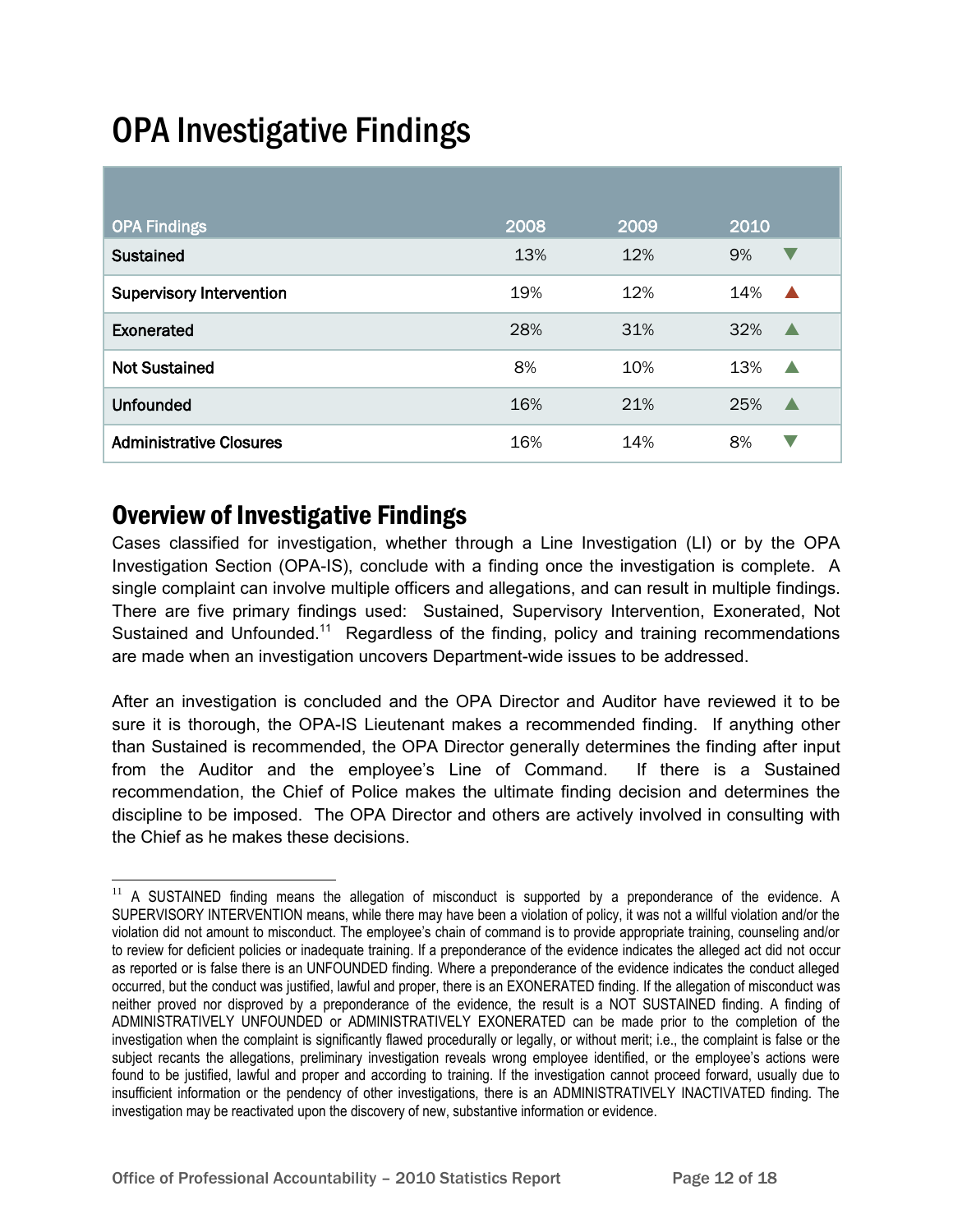# OPA Investigative Findings

| OPA Findings | 2008 | 2009 | 2010 | |
|---|---|---|---|---|
| Sustained | 13% | 12% | 9% | ▼ |
| Supervisory Intervention | 19% | 12% | 14% | ▲ |
| Exonerated | 28% | 31% | 32% | ▲ |
| Not Sustained | 8% | 10% | 13% | ▲ |
| Unfounded | 16% | 21% | 25% | ▲ |
| Administrative Closures | 16% | 14% | 8% | ▼ |

## Overview of Investigative Findings

Cases classified for investigation, whether through a Line Investigation (LI) or by the OPA Investigation Section (OPA-IS), conclude with a finding once the investigation is complete. A single complaint can involve multiple officers and allegations, and can result in multiple findings. There are five primary findings used: Sustained, Supervisory Intervention, Exonerated, Not Sustained and Unfounded.[11] Regardless of the finding, policy and training recommendations are made when an investigation uncovers Department-wide issues to be addressed.

After an investigation is concluded and the OPA Director and Auditor have reviewed it to be sure it is thorough, the OPA-IS Lieutenant makes a recommended finding. If anything other than Sustained is recommended, the OPA Director generally determines the finding after input from the Auditor and the employee's Line of Command. If there is a Sustained recommendation, the Chief of Police makes the ultimate finding decision and determines the discipline to be imposed. The OPA Director and others are actively involved in consulting with the Chief as he makes these decisions.

---

[11] A SUSTAINED finding means the allegation of misconduct is supported by a preponderance of the evidence. A SUPERVISORY INTERVENTION means, while there may have been a violation of policy, it was not a willful violation and/or the violation did not amount to misconduct. The employee's chain of command is to provide appropriate training, counseling and/or to review for deficient policies or inadequate training. If a preponderance of the evidence indicates the alleged act did not occur as reported or is false there is an UNFOUNDED finding. Where a preponderance of the evidence indicates the conduct alleged occurred, but the conduct was justified, lawful and proper, there is an EXONERATED finding. If the allegation of misconduct was neither proved nor disproved by a preponderance of the evidence, the result is a NOT SUSTAINED finding. A finding of ADMINISTRATIVELY UNFOUNDED or ADMINISTRATIVELY EXONERATED can be made prior to the completion of the investigation when the complaint is significantly flawed procedurally or legally, or without merit; i.e., the complaint is false or the subject recants the allegations, preliminary investigation reveals wrong employee identified, or the employee's actions were found to be justified, lawful and proper and according to training. If the investigation cannot proceed forward, usually due to insufficient information or the pendency of other investigations, there is an ADMINISTRATIVELY INACTIVATED finding. The investigation may be reactivated upon the discovery of new, substantive information or evidence.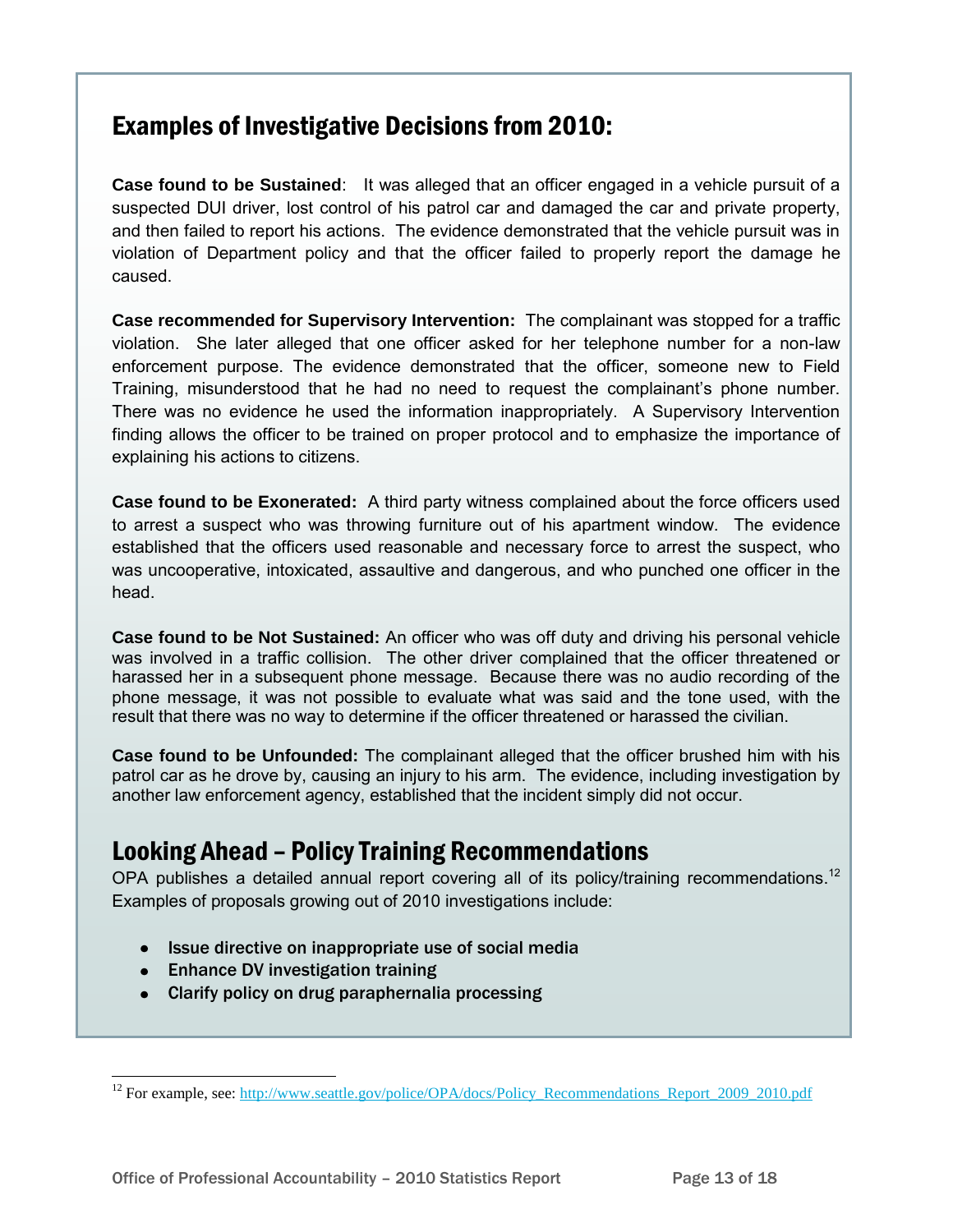## Examples of Investigative Decisions from 2010:

**Case found to be Sustained**: It was alleged that an officer engaged in a vehicle pursuit of a suspected DUI driver, lost control of his patrol car and damaged the car and private property, and then failed to report his actions. The evidence demonstrated that the vehicle pursuit was in violation of Department policy and that the officer failed to properly report the damage he caused.

**Case recommended for Supervisory Intervention:** The complainant was stopped for a traffic violation. She later alleged that one officer asked for her telephone number for a non-law enforcement purpose. The evidence demonstrated that the officer, someone new to Field Training, misunderstood that he had no need to request the complainant's phone number. There was no evidence he used the information inappropriately. A Supervisory Intervention finding allows the officer to be trained on proper protocol and to emphasize the importance of explaining his actions to citizens.

**Case found to be Exonerated:** A third party witness complained about the force officers used to arrest a suspect who was throwing furniture out of his apartment window. The evidence established that the officers used reasonable and necessary force to arrest the suspect, who was uncooperative, intoxicated, assaultive and dangerous, and who punched one officer in the head.

**Case found to be Not Sustained:** An officer who was off duty and driving his personal vehicle was involved in a traffic collision. The other driver complained that the officer threatened or harassed her in a subsequent phone message. Because there was no audio recording of the phone message, it was not possible to evaluate what was said and the tone used, with the result that there was no way to determine if the officer threatened or harassed the civilian.

**Case found to be Unfounded:** The complainant alleged that the officer brushed him with his patrol car as he drove by, causing an injury to his arm. The evidence, including investigation by another law enforcement agency, established that the incident simply did not occur.

## Looking Ahead – Policy Training Recommendations

OPA publishes a detailed annual report covering all of its policy/training recommendations.[12] Examples of proposals growing out of 2010 investigations include:

- **Issue directive on inappropriate use of social media**
- **Enhance DV investigation training**
- **Clarify policy on drug paraphernalia processing**

[12] For example, see: http://www.seattle.gov/police/OPA/docs/Policy_Recommendations_Report_2009_2010.pdf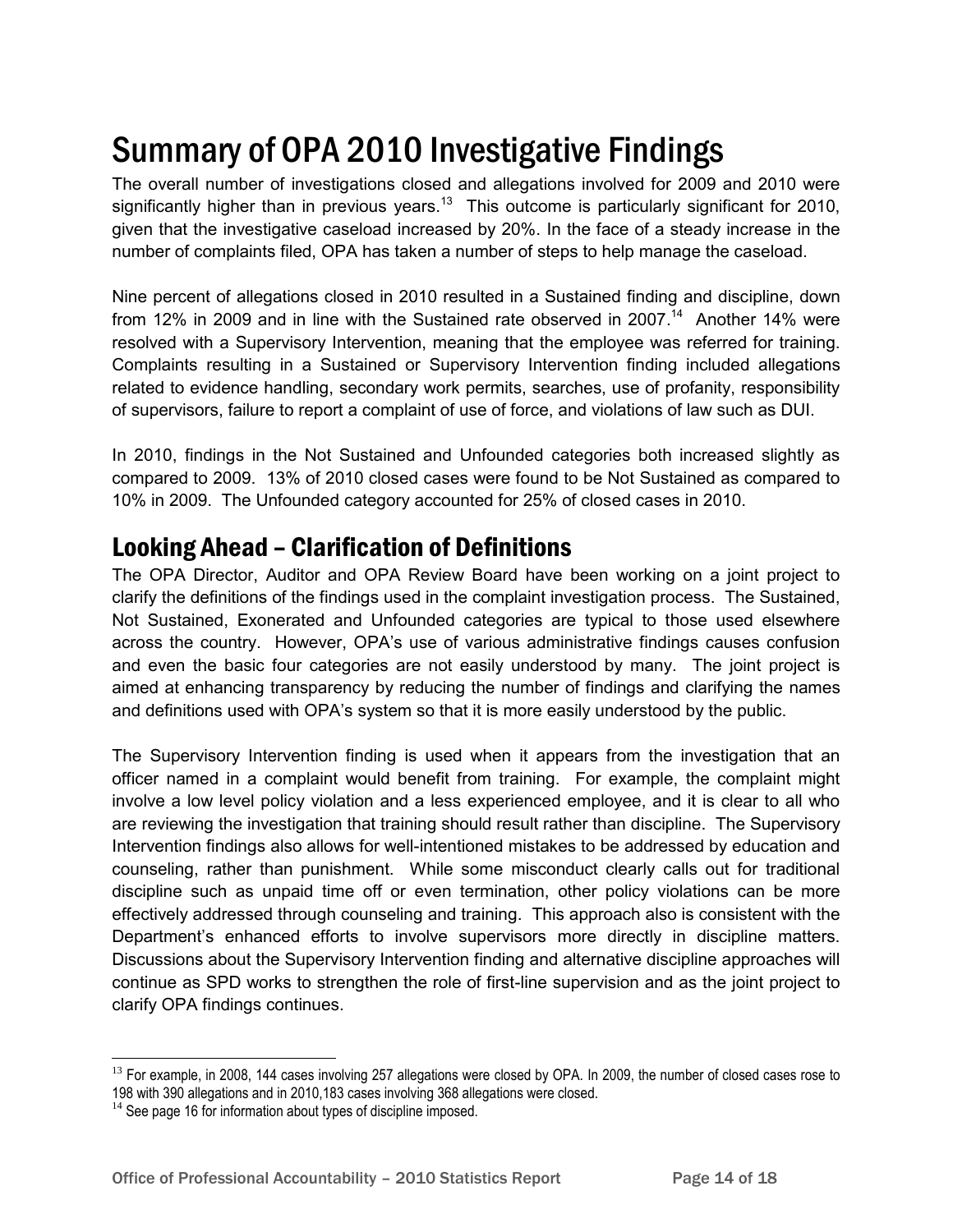# Summary of OPA 2010 Investigative Findings

The overall number of investigations closed and allegations involved for 2009 and 2010 were significantly higher than in previous years.[13] This outcome is particularly significant for 2010, given that the investigative caseload increased by 20%. In the face of a steady increase in the number of complaints filed, OPA has taken a number of steps to help manage the caseload.

Nine percent of allegations closed in 2010 resulted in a Sustained finding and discipline, down from 12% in 2009 and in line with the Sustained rate observed in 2007.[14] Another 14% were resolved with a Supervisory Intervention, meaning that the employee was referred for training. Complaints resulting in a Sustained or Supervisory Intervention finding included allegations related to evidence handling, secondary work permits, searches, use of profanity, responsibility of supervisors, failure to report a complaint of use of force, and violations of law such as DUI.

In 2010, findings in the Not Sustained and Unfounded categories both increased slightly as compared to 2009. 13% of 2010 closed cases were found to be Not Sustained as compared to 10% in 2009. The Unfounded category accounted for 25% of closed cases in 2010.

## Looking Ahead – Clarification of Definitions

The OPA Director, Auditor and OPA Review Board have been working on a joint project to clarify the definitions of the findings used in the complaint investigation process. The Sustained, Not Sustained, Exonerated and Unfounded categories are typical to those used elsewhere across the country. However, OPA's use of various administrative findings causes confusion and even the basic four categories are not easily understood by many. The joint project is aimed at enhancing transparency by reducing the number of findings and clarifying the names and definitions used with OPA's system so that it is more easily understood by the public.

The Supervisory Intervention finding is used when it appears from the investigation that an officer named in a complaint would benefit from training. For example, the complaint might involve a low level policy violation and a less experienced employee, and it is clear to all who are reviewing the investigation that training should result rather than discipline. The Supervisory Intervention findings also allows for well-intentioned mistakes to be addressed by education and counseling, rather than punishment. While some misconduct clearly calls out for traditional discipline such as unpaid time off or even termination, other policy violations can be more effectively addressed through counseling and training. This approach also is consistent with the Department's enhanced efforts to involve supervisors more directly in discipline matters. Discussions about the Supervisory Intervention finding and alternative discipline approaches will continue as SPD works to strengthen the role of first-line supervision and as the joint project to clarify OPA findings continues.

---

[13] For example, in 2008, 144 cases involving 257 allegations were closed by OPA. In 2009, the number of closed cases rose to 198 with 390 allegations and in 2010,183 cases involving 368 allegations were closed.

[14] See page 16 for information about types of discipline imposed.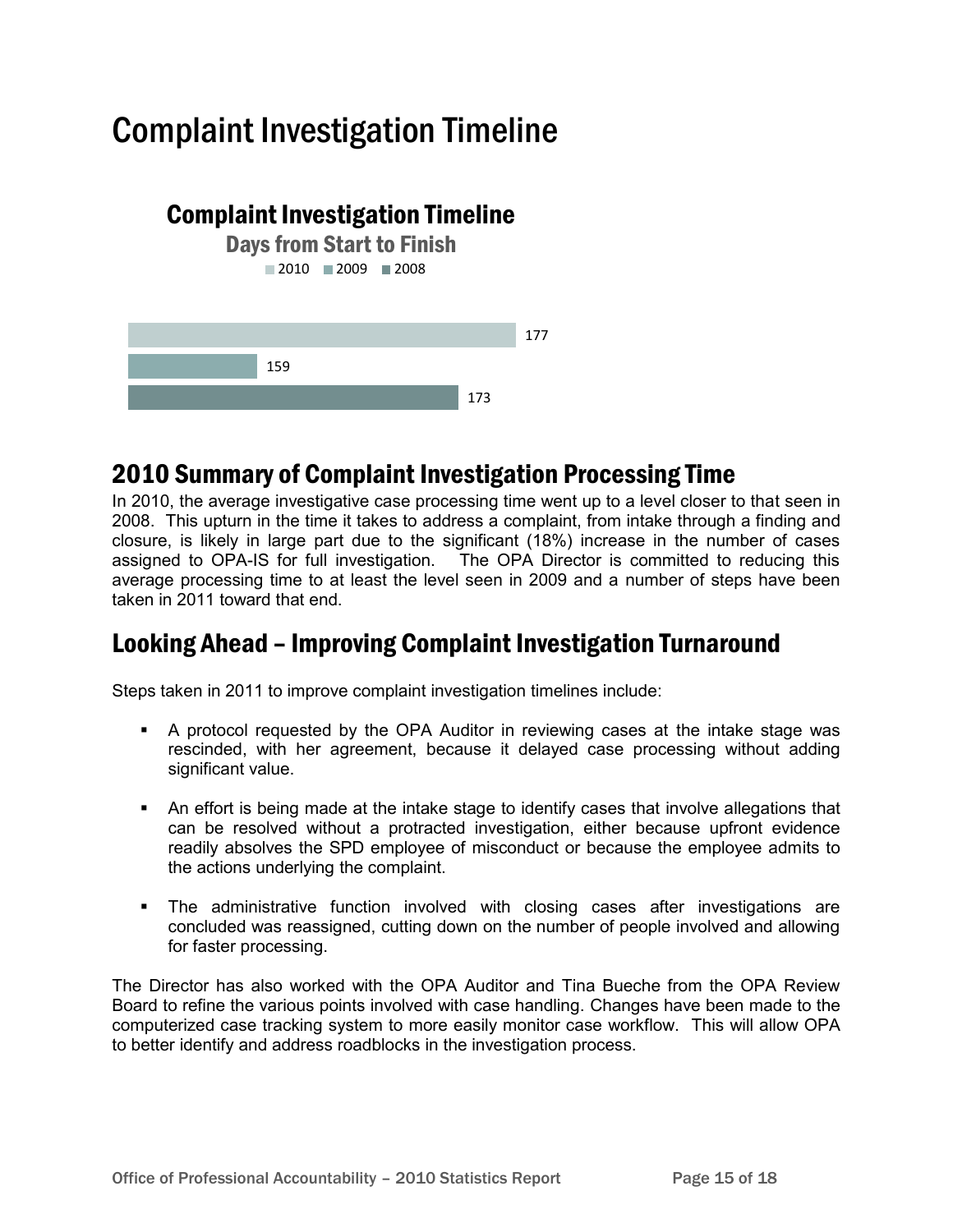# Complaint Investigation Timeline

## Complaint Investigation Timeline

### Days from Start to Finish

| Year | Days |
|---|---|
| 2010 | 177 |
| 2009 | 159 |
| 2008 | 173 |

## 2010 Summary of Complaint Investigation Processing Time

In 2010, the average investigative case processing time went up to a level closer to that seen in 2008. This upturn in the time it takes to address a complaint, from intake through a finding and closure, is likely in large part due to the significant (18%) increase in the number of cases assigned to OPA-IS for full investigation. The OPA Director is committed to reducing this average processing time to at least the level seen in 2009 and a number of steps have been taken in 2011 toward that end.

## Looking Ahead – Improving Complaint Investigation Turnaround

Steps taken in 2011 to improve complaint investigation timelines include:

- A protocol requested by the OPA Auditor in reviewing cases at the intake stage was rescinded, with her agreement, because it delayed case processing without adding significant value.
- An effort is being made at the intake stage to identify cases that involve allegations that can be resolved without a protracted investigation, either because upfront evidence readily absolves the SPD employee of misconduct or because the employee admits to the actions underlying the complaint.
- The administrative function involved with closing cases after investigations are concluded was reassigned, cutting down on the number of people involved and allowing for faster processing.

The Director has also worked with the OPA Auditor and Tina Bueche from the OPA Review Board to refine the various points involved with case handling. Changes have been made to the computerized case tracking system to more easily monitor case workflow. This will allow OPA to better identify and address roadblocks in the investigation process.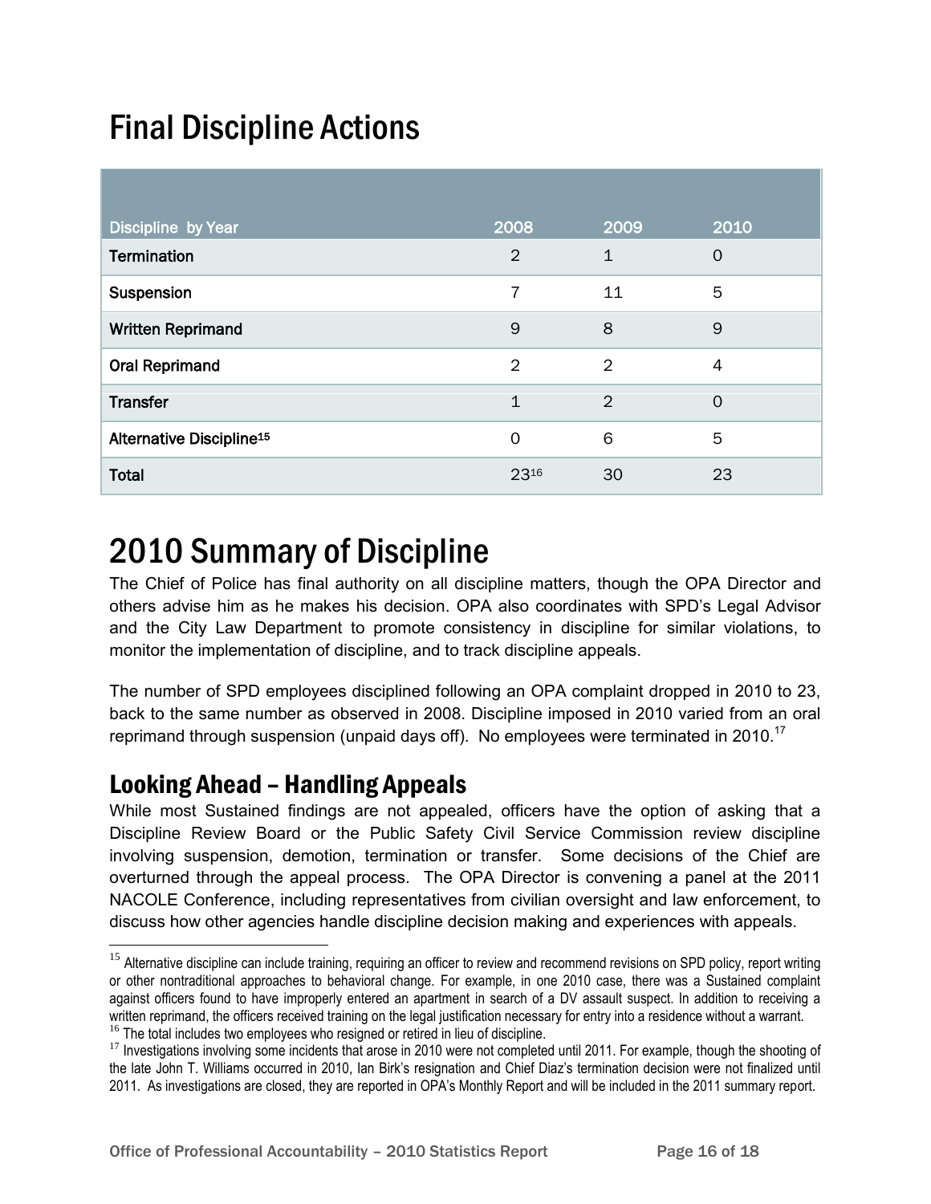# Final Discipline Actions

| Discipline by Year | 2008 | 2009 | 2010 |
|---|---|---|---|
| Termination | 2 | 1 | 0 |
| Suspension | 7 | 11 | 5 |
| Written Reprimand | 9 | 8 | 9 |
| Oral Reprimand | 2 | 2 | 4 |
| Transfer | 1 | 2 | 0 |
| Alternative Discipline[15] | 0 | 6 | 5 |
| Total | 23[16] | 30 | 23 |

# 2010 Summary of Discipline

The Chief of Police has final authority on all discipline matters, though the OPA Director and others advise him as he makes his decision. OPA also coordinates with SPD's Legal Advisor and the City Law Department to promote consistency in discipline for similar violations, to monitor the implementation of discipline, and to track discipline appeals.

The number of SPD employees disciplined following an OPA complaint dropped in 2010 to 23, back to the same number as observed in 2008. Discipline imposed in 2010 varied from an oral reprimand through suspension (unpaid days off). No employees were terminated in 2010.[17]

## Looking Ahead – Handling Appeals

While most Sustained findings are not appealed, officers have the option of asking that a Discipline Review Board or the Public Safety Civil Service Commission review discipline involving suspension, demotion, termination or transfer. Some decisions of the Chief are overturned through the appeal process. The OPA Director is convening a panel at the 2011 NACOLE Conference, including representatives from civilian oversight and law enforcement, to discuss how other agencies handle discipline decision making and experiences with appeals.

---

[15] Alternative discipline can include training, requiring an officer to review and recommend revisions on SPD policy, report writing or other nontraditional approaches to behavioral change. For example, in one 2010 case, there was a Sustained complaint against officers found to have improperly entered an apartment in search of a DV assault suspect. In addition to receiving a written reprimand, the officers received training on the legal justification necessary for entry into a residence without a warrant.

[16] The total includes two employees who resigned or retired in lieu of discipline.

[17] Investigations involving some incidents that arose in 2010 were not completed until 2011. For example, though the shooting of the late John T. Williams occurred in 2010, Ian Birk's resignation and Chief Diaz's termination decision were not finalized until 2011. As investigations are closed, they are reported in OPA's Monthly Report and will be included in the 2011 summary report.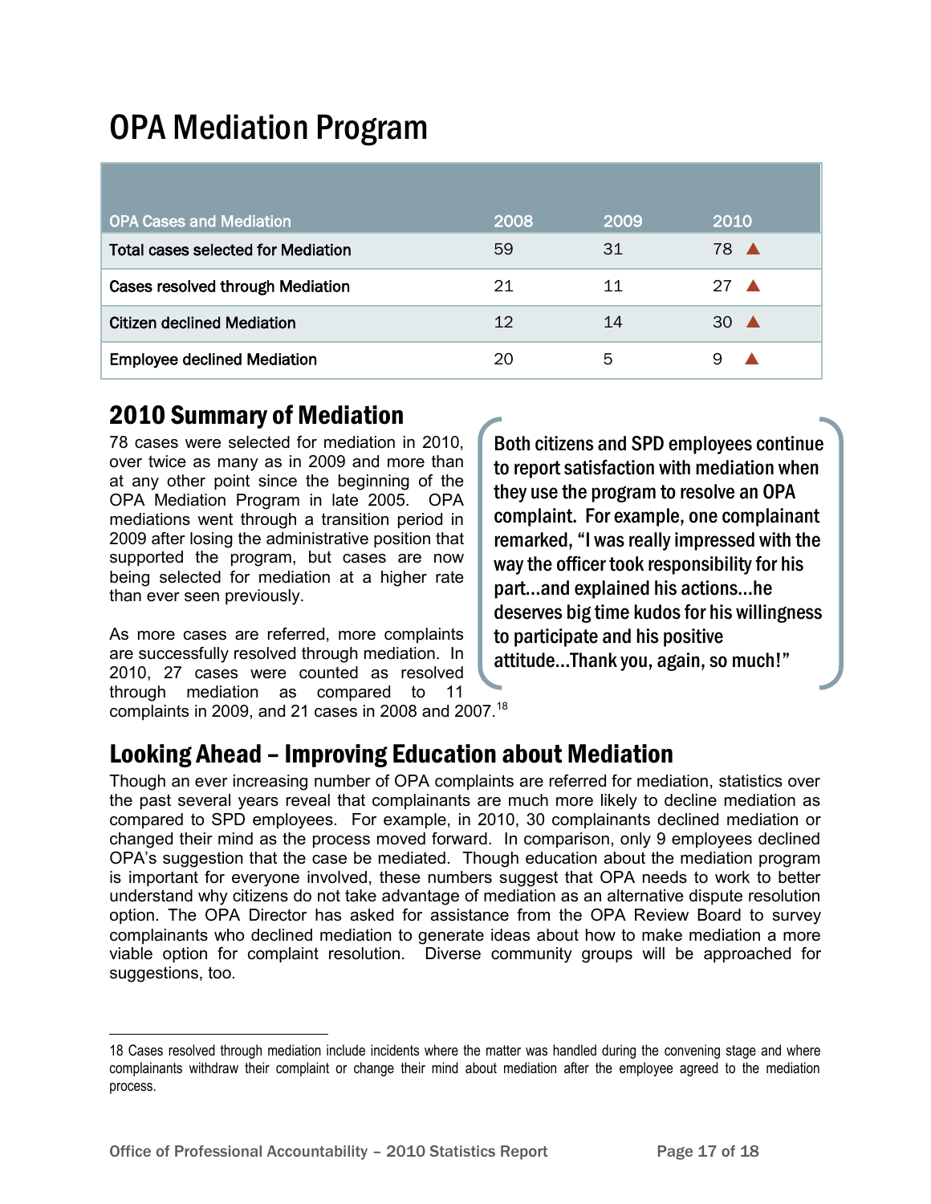# OPA Mediation Program

| OPA Cases and Mediation | 2008 | 2009 | 2010 |
|---|---|---|---|
| Total cases selected for Mediation | 59 | 31 | 78 ▲ |
| Cases resolved through Mediation | 21 | 11 | 27 ▲ |
| Citizen declined Mediation | 12 | 14 | 30 ▲ |
| Employee declined Mediation | 20 | 5 | 9 ▲ |

## 2010 Summary of Mediation

78 cases were selected for mediation in 2010, over twice as many as in 2009 and more than at any other point since the beginning of the OPA Mediation Program in late 2005. OPA mediations went through a transition period in 2009 after losing the administrative position that supported the program, but cases are now being selected for mediation at a higher rate than ever seen previously.

As more cases are referred, more complaints are successfully resolved through mediation. In 2010, 27 cases were counted as resolved through mediation as compared to 11 complaints in 2009, and 21 cases in 2008 and 2007.[18]

> Both citizens and SPD employees continue to report satisfaction with mediation when they use the program to resolve an OPA complaint. For example, one complainant remarked, "I was really impressed with the way the officer took responsibility for his part…and explained his actions…he deserves big time kudos for his willingness to participate and his positive attitude…Thank you, again, so much!"

## Looking Ahead – Improving Education about Mediation

Though an ever increasing number of OPA complaints are referred for mediation, statistics over the past several years reveal that complainants are much more likely to decline mediation as compared to SPD employees. For example, in 2010, 30 complainants declined mediation or changed their mind as the process moved forward. In comparison, only 9 employees declined OPA's suggestion that the case be mediated. Though education about the mediation program is important for everyone involved, these numbers suggest that OPA needs to work to better understand why citizens do not take advantage of mediation as an alternative dispute resolution option. The OPA Director has asked for assistance from the OPA Review Board to survey complainants who declined mediation to generate ideas about how to make mediation a more viable option for complaint resolution. Diverse community groups will be approached for suggestions, too.

---

18 Cases resolved through mediation include incidents where the matter was handled during the convening stage and where complainants withdraw their complaint or change their mind about mediation after the employee agreed to the mediation process.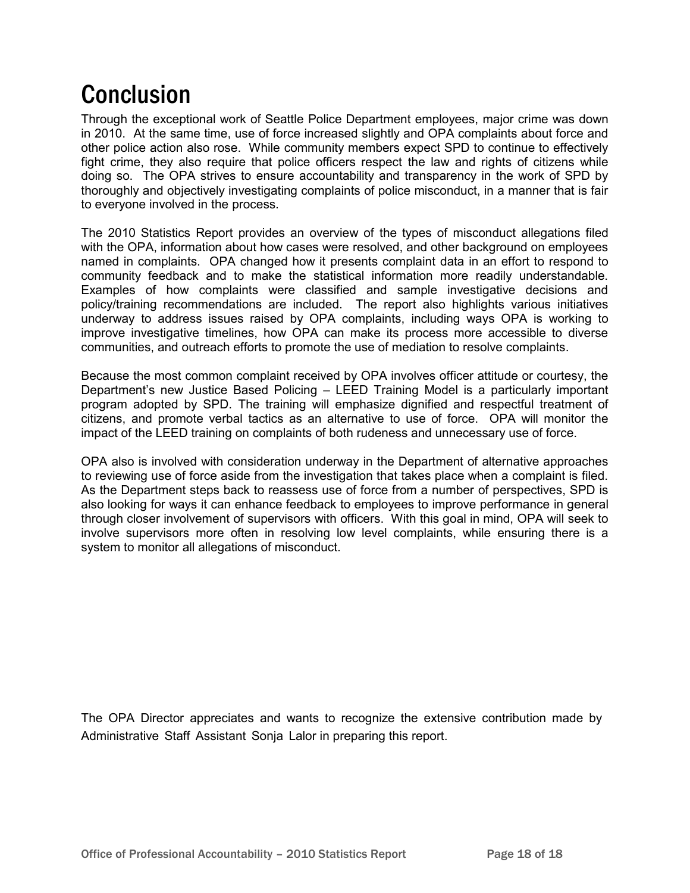# Conclusion

Through the exceptional work of Seattle Police Department employees, major crime was down in 2010. At the same time, use of force increased slightly and OPA complaints about force and other police action also rose. While community members expect SPD to continue to effectively fight crime, they also require that police officers respect the law and rights of citizens while doing so. The OPA strives to ensure accountability and transparency in the work of SPD by thoroughly and objectively investigating complaints of police misconduct, in a manner that is fair to everyone involved in the process.

The 2010 Statistics Report provides an overview of the types of misconduct allegations filed with the OPA, information about how cases were resolved, and other background on employees named in complaints. OPA changed how it presents complaint data in an effort to respond to community feedback and to make the statistical information more readily understandable. Examples of how complaints were classified and sample investigative decisions and policy/training recommendations are included. The report also highlights various initiatives underway to address issues raised by OPA complaints, including ways OPA is working to improve investigative timelines, how OPA can make its process more accessible to diverse communities, and outreach efforts to promote the use of mediation to resolve complaints.

Because the most common complaint received by OPA involves officer attitude or courtesy, the Department's new Justice Based Policing – LEED Training Model is a particularly important program adopted by SPD. The training will emphasize dignified and respectful treatment of citizens, and promote verbal tactics as an alternative to use of force. OPA will monitor the impact of the LEED training on complaints of both rudeness and unnecessary use of force.

OPA also is involved with consideration underway in the Department of alternative approaches to reviewing use of force aside from the investigation that takes place when a complaint is filed. As the Department steps back to reassess use of force from a number of perspectives, SPD is also looking for ways it can enhance feedback to employees to improve performance in general through closer involvement of supervisors with officers. With this goal in mind, OPA will seek to involve supervisors more often in resolving low level complaints, while ensuring there is a system to monitor all allegations of misconduct.

The OPA Director appreciates and wants to recognize the extensive contribution made by Administrative Staff Assistant Sonja Lalor in preparing this report.